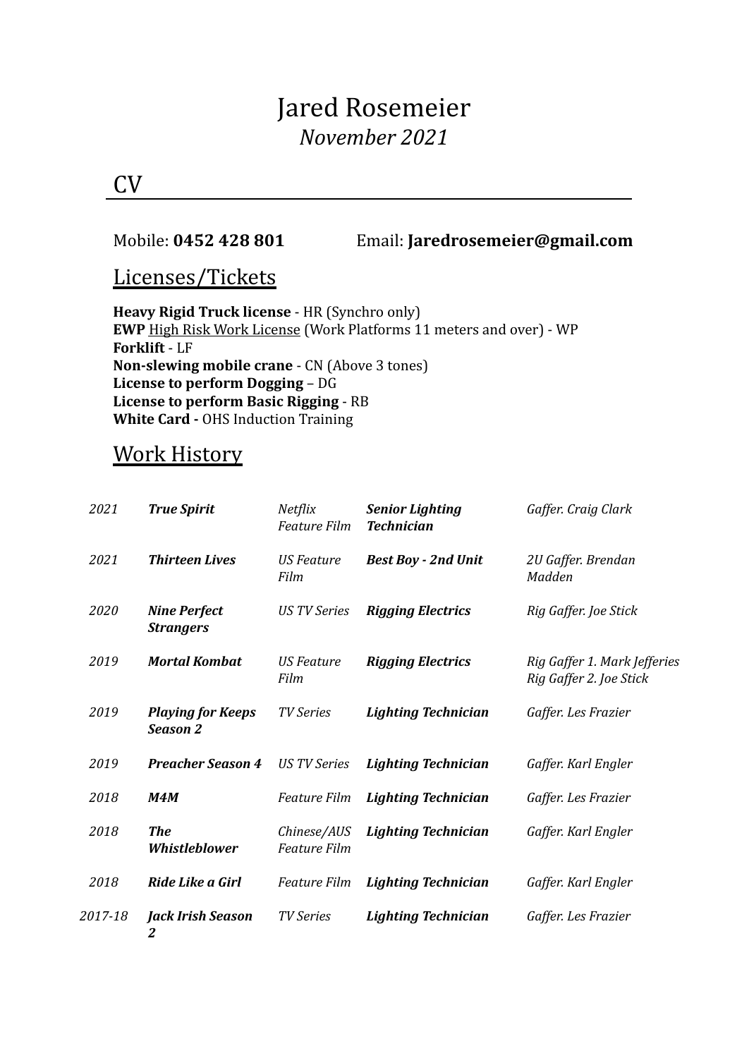# Jared Rosemeier

*November 2021*

## CV

Mobile: **0452 428 801** Email: **Jaredrosemeier@gmail.com**

## Licenses/Tickets

**Heavy Rigid Truck license** - HR (Synchro only)
**EWP** High Risk Work License (Work Platforms 11 meters and over) - WP
**Forklift** - LF
**Non-slewing mobile crane** - CN (Above 3 tones)
**License to perform Dogging** – DG
**License to perform Basic Rigging** - RB
**White Card -** OHS Induction Training

## Work History

| | | | | |
|---|---|---|---|---|
| *2021* | ***True Spirit*** | *Netflix Feature Film* | ***Senior Lighting Technician*** | *Gaffer. Craig Clark* |
| *2021* | ***Thirteen Lives*** | *US Feature Film* | ***Best Boy - 2nd Unit*** | *2U Gaffer. Brendan Madden* |
| *2020* | ***Nine Perfect Strangers*** | *US TV Series* | ***Rigging Electrics*** | *Rig Gaffer. Joe Stick* |
| *2019* | ***Mortal Kombat*** | *US Feature Film* | ***Rigging Electrics*** | *Rig Gaffer 1. Mark Jefferies Rig Gaffer 2. Joe Stick* |
| *2019* | ***Playing for Keeps Season 2*** | *TV Series* | ***Lighting Technician*** | *Gaffer. Les Frazier* |
| *2019* | ***Preacher Season 4*** | *US TV Series* | ***Lighting Technician*** | *Gaffer. Karl Engler* |
| *2018* | ***M4M*** | *Feature Film* | ***Lighting Technician*** | *Gaffer. Les Frazier* |
| *2018* | ***The Whistleblower*** | *Chinese/AUS Feature Film* | ***Lighting Technician*** | *Gaffer. Karl Engler* |
| *2018* | ***Ride Like a Girl*** | *Feature Film* | ***Lighting Technician*** | *Gaffer. Karl Engler* |
| *2017-18* | ***Jack Irish Season 2*** | *TV Series* | ***Lighting Technician*** | *Gaffer. Les Frazier* |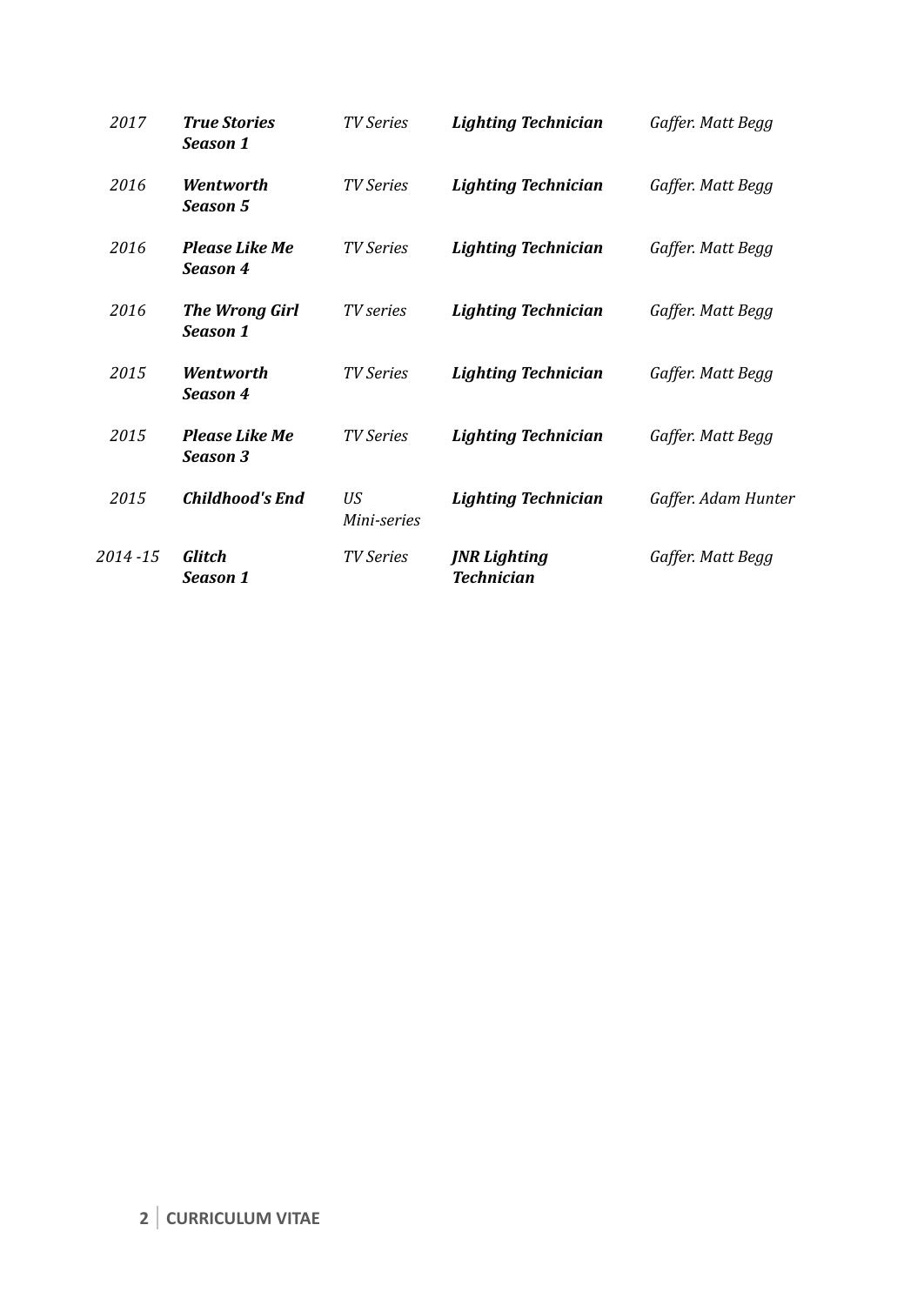| | | | | |
|---|---|---|---|---|
| *2017* | ***True Stories Season 1*** | *TV Series* | ***Lighting Technician*** | *Gaffer. Matt Begg* |
| *2016* | ***Wentworth Season 5*** | *TV Series* | ***Lighting Technician*** | *Gaffer. Matt Begg* |
| *2016* | ***Please Like Me Season 4*** | *TV Series* | ***Lighting Technician*** | *Gaffer. Matt Begg* |
| *2016* | ***The Wrong Girl Season 1*** | *TV series* | ***Lighting Technician*** | *Gaffer. Matt Begg* |
| *2015* | ***Wentworth Season 4*** | *TV Series* | ***Lighting Technician*** | *Gaffer. Matt Begg* |
| *2015* | ***Please Like Me Season 3*** | *TV Series* | ***Lighting Technician*** | *Gaffer. Matt Begg* |
| *2015* | ***Childhood's End*** | *US Mini-series* | ***Lighting Technician*** | *Gaffer. Adam Hunter* |
| *2014 -15* | ***Glitch Season 1*** | *TV Series* | ***JNR Lighting Technician*** | *Gaffer. Matt Begg* |